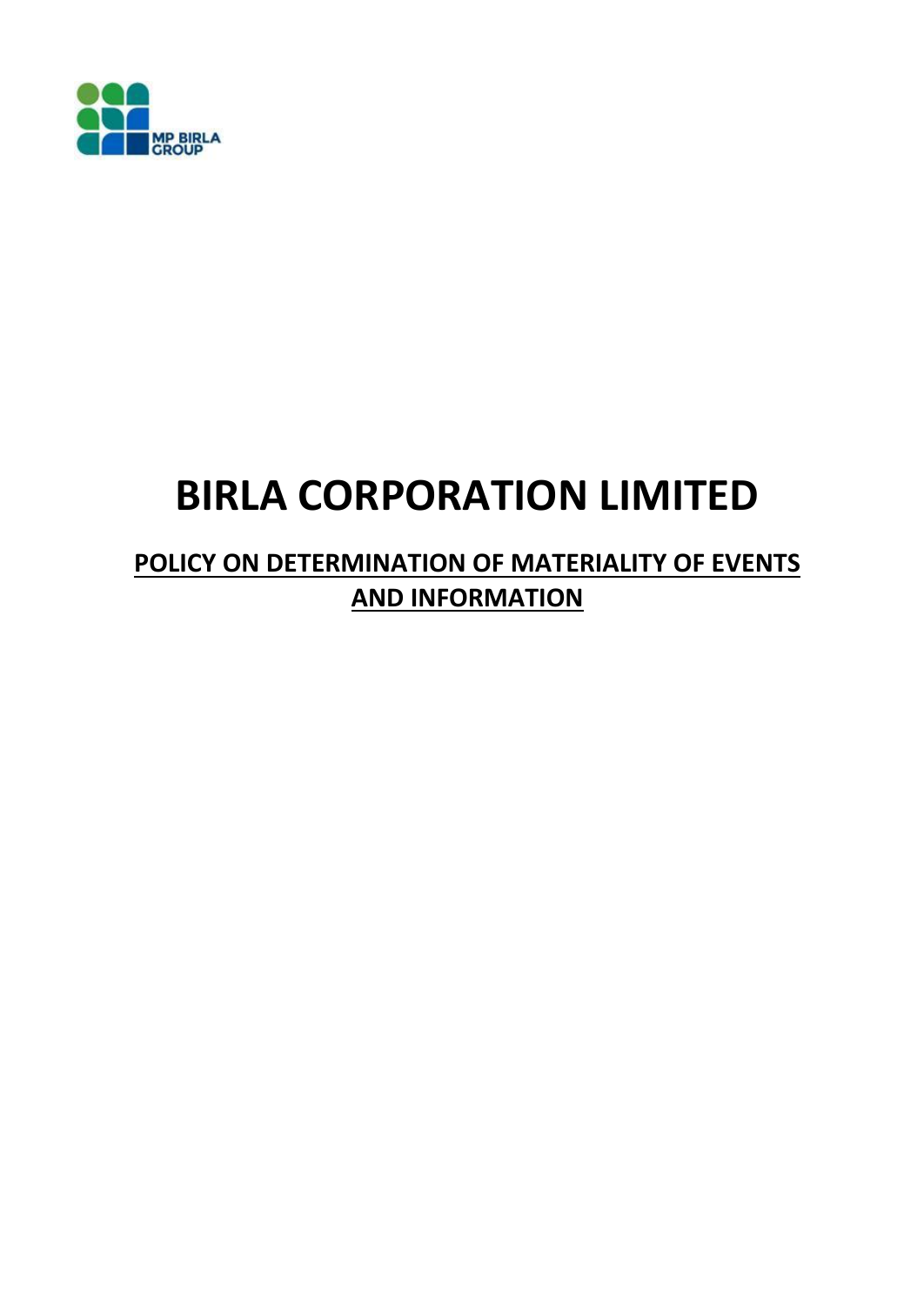# BIRLA CORPORATION LIMITED

## POLICY ON DETERMINATION OF MATERIALITY OF EVENTS AND INFORMATION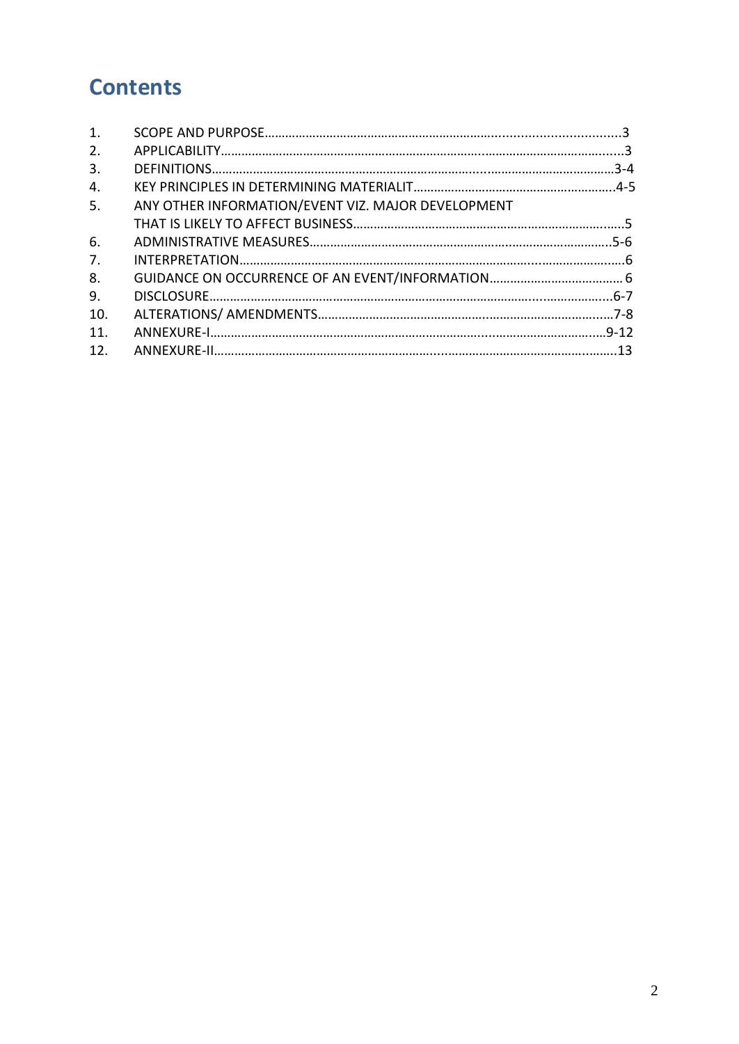# Contents

| | | |
|---|---|---|
| 1. | SCOPE AND PURPOSE | 3 |
| 2. | APPLICABILITY | 3 |
| 3. | DEFINITIONS | 3-4 |
| 4. | KEY PRINCIPLES IN DETERMINING MATERIALIT | 4-5 |
| 5. | ANY OTHER INFORMATION/EVENT VIZ. MAJOR DEVELOPMENT THAT IS LIKELY TO AFFECT BUSINESS | 5 |
| 6. | ADMINISTRATIVE MEASURES | 5-6 |
| 7. | INTERPRETATION | 6 |
| 8. | GUIDANCE ON OCCURRENCE OF AN EVENT/INFORMATION | 6 |
| 9. | DISCLOSURE | 6-7 |
| 10. | ALTERATIONS/ AMENDMENTS | 7-8 |
| 11. | ANNEXURE-I | 9-12 |
| 12. | ANNEXURE-II | 13 |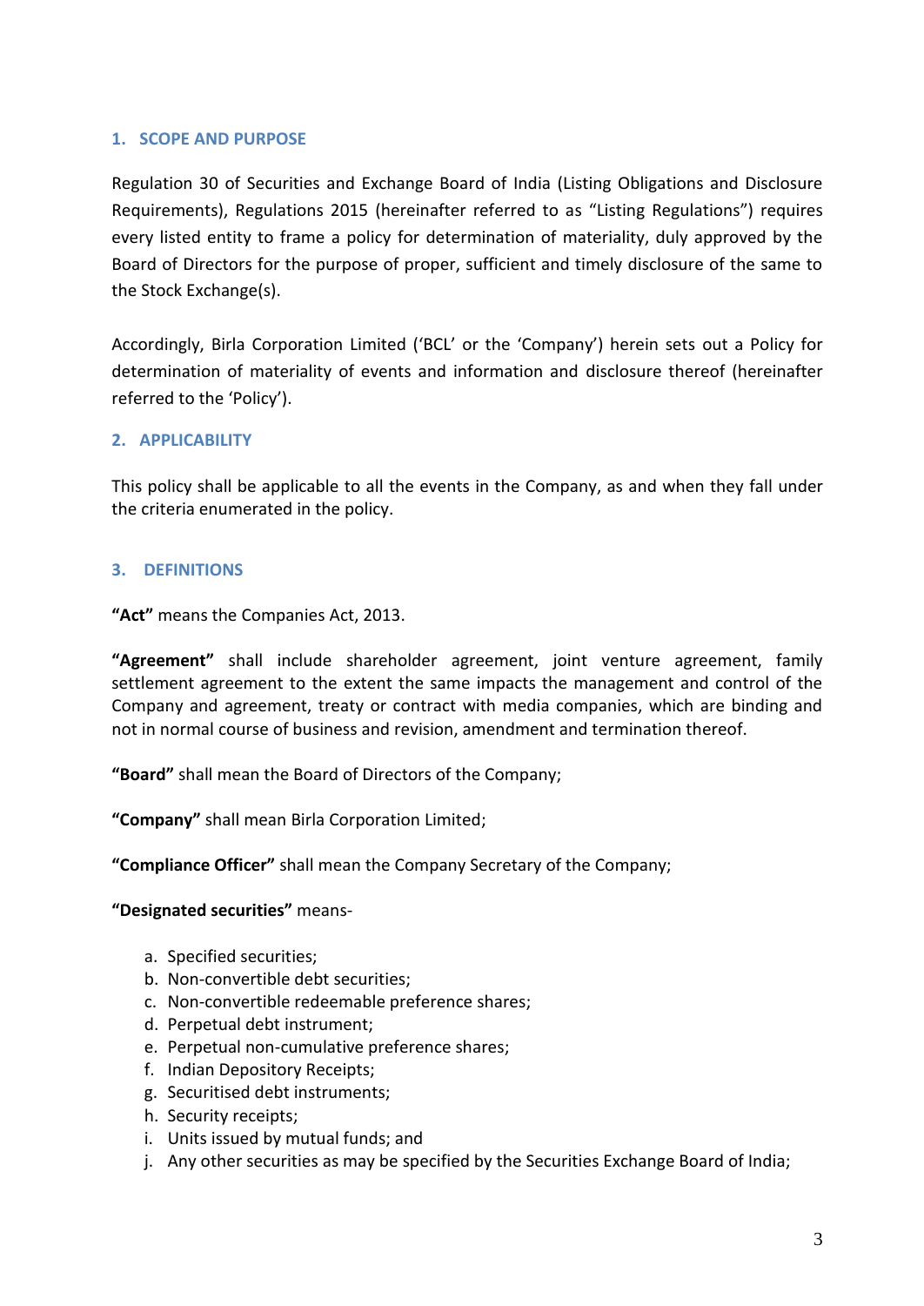## 1. SCOPE AND PURPOSE

Regulation 30 of Securities and Exchange Board of India (Listing Obligations and Disclosure Requirements), Regulations 2015 (hereinafter referred to as "Listing Regulations") requires every listed entity to frame a policy for determination of materiality, duly approved by the Board of Directors for the purpose of proper, sufficient and timely disclosure of the same to the Stock Exchange(s).

Accordingly, Birla Corporation Limited ('BCL' or the 'Company') herein sets out a Policy for determination of materiality of events and information and disclosure thereof (hereinafter referred to the 'Policy').

## 2. APPLICABILITY

This policy shall be applicable to all the events in the Company, as and when they fall under the criteria enumerated in the policy.

## 3. DEFINITIONS

**"Act"** means the Companies Act, 2013.

**"Agreement"** shall include shareholder agreement, joint venture agreement, family settlement agreement to the extent the same impacts the management and control of the Company and agreement, treaty or contract with media companies, which are binding and not in normal course of business and revision, amendment and termination thereof.

**"Board"** shall mean the Board of Directors of the Company;

**"Company"** shall mean Birla Corporation Limited;

**"Compliance Officer"** shall mean the Company Secretary of the Company;

**"Designated securities"** means-

a. Specified securities;
b. Non-convertible debt securities;
c. Non-convertible redeemable preference shares;
d. Perpetual debt instrument;
e. Perpetual non-cumulative preference shares;
f. Indian Depository Receipts;
g. Securitised debt instruments;
h. Security receipts;
i. Units issued by mutual funds; and
j. Any other securities as may be specified by the Securities Exchange Board of India;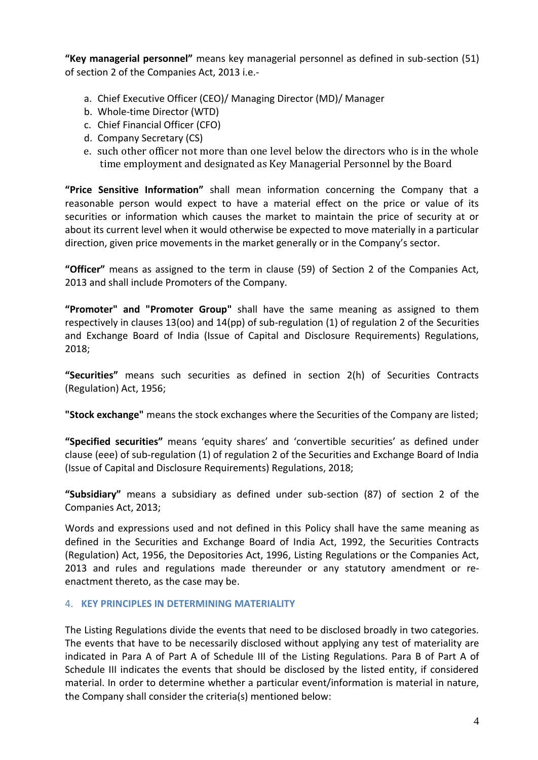**"Key managerial personnel"** means key managerial personnel as defined in sub-section (51) of section 2 of the Companies Act, 2013 i.e.-

a. Chief Executive Officer (CEO)/ Managing Director (MD)/ Manager
b. Whole-time Director (WTD)
c. Chief Financial Officer (CFO)
d. Company Secretary (CS)
e. such other officer not more than one level below the directors who is in the whole time employment and designated as Key Managerial Personnel by the Board

**"Price Sensitive Information"** shall mean information concerning the Company that a reasonable person would expect to have a material effect on the price or value of its securities or information which causes the market to maintain the price of security at or about its current level when it would otherwise be expected to move materially in a particular direction, given price movements in the market generally or in the Company's sector.

**"Officer"** means as assigned to the term in clause (59) of Section 2 of the Companies Act, 2013 and shall include Promoters of the Company.

**"Promoter" and "Promoter Group"** shall have the same meaning as assigned to them respectively in clauses 13(oo) and 14(pp) of sub-regulation (1) of regulation 2 of the Securities and Exchange Board of India (Issue of Capital and Disclosure Requirements) Regulations, 2018;

**"Securities"** means such securities as defined in section 2(h) of Securities Contracts (Regulation) Act, 1956;

**"Stock exchange"** means the stock exchanges where the Securities of the Company are listed;

**"Specified securities"** means 'equity shares' and 'convertible securities' as defined under clause (eee) of sub-regulation (1) of regulation 2 of the Securities and Exchange Board of India (Issue of Capital and Disclosure Requirements) Regulations, 2018;

**"Subsidiary"** means a subsidiary as defined under sub-section (87) of section 2 of the Companies Act, 2013;

Words and expressions used and not defined in this Policy shall have the same meaning as defined in the Securities and Exchange Board of India Act, 1992, the Securities Contracts (Regulation) Act, 1956, the Depositories Act, 1996, Listing Regulations or the Companies Act, 2013 and rules and regulations made thereunder or any statutory amendment or re-enactment thereto, as the case may be.

## 4. KEY PRINCIPLES IN DETERMINING MATERIALITY

The Listing Regulations divide the events that need to be disclosed broadly in two categories. The events that have to be necessarily disclosed without applying any test of materiality are indicated in Para A of Part A of Schedule III of the Listing Regulations. Para B of Part A of Schedule III indicates the events that should be disclosed by the listed entity, if considered material. In order to determine whether a particular event/information is material in nature, the Company shall consider the criteria(s) mentioned below: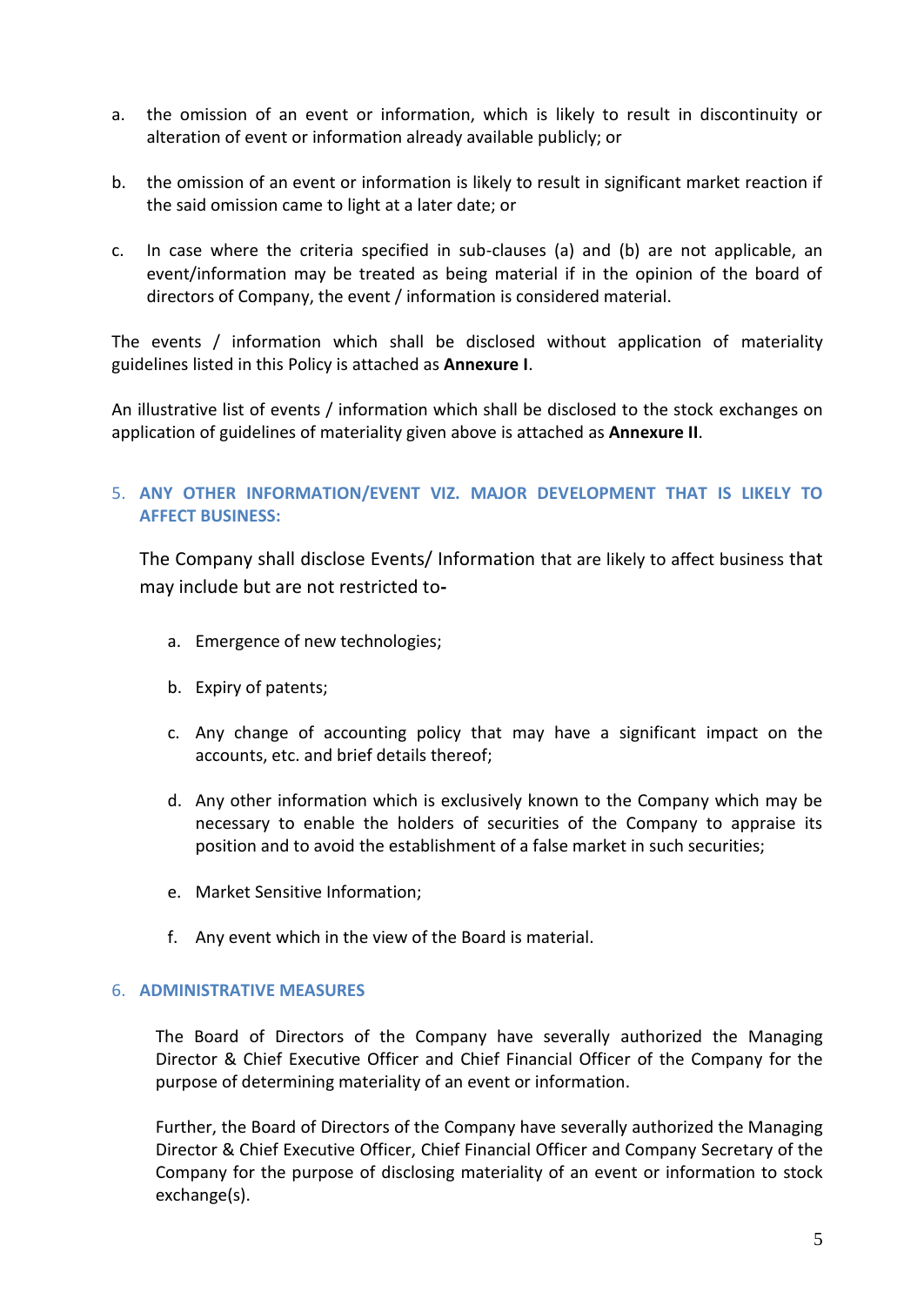a. the omission of an event or information, which is likely to result in discontinuity or alteration of event or information already available publicly; or

b. the omission of an event or information is likely to result in significant market reaction if the said omission came to light at a later date; or

c. In case where the criteria specified in sub-clauses (a) and (b) are not applicable, an event/information may be treated as being material if in the opinion of the board of directors of Company, the event / information is considered material.

The events / information which shall be disclosed without application of materiality guidelines listed in this Policy is attached as **Annexure I**.

An illustrative list of events / information which shall be disclosed to the stock exchanges on application of guidelines of materiality given above is attached as **Annexure II**.

## 5. ANY OTHER INFORMATION/EVENT VIZ. MAJOR DEVELOPMENT THAT IS LIKELY TO AFFECT BUSINESS:

The Company shall disclose Events/ Information that are likely to affect business that may include but are not restricted to-

a. Emergence of new technologies;

b. Expiry of patents;

c. Any change of accounting policy that may have a significant impact on the accounts, etc. and brief details thereof;

d. Any other information which is exclusively known to the Company which may be necessary to enable the holders of securities of the Company to appraise its position and to avoid the establishment of a false market in such securities;

e. Market Sensitive Information;

f. Any event which in the view of the Board is material.

## 6. ADMINISTRATIVE MEASURES

The Board of Directors of the Company have severally authorized the Managing Director & Chief Executive Officer and Chief Financial Officer of the Company for the purpose of determining materiality of an event or information.

Further, the Board of Directors of the Company have severally authorized the Managing Director & Chief Executive Officer, Chief Financial Officer and Company Secretary of the Company for the purpose of disclosing materiality of an event or information to stock exchange(s).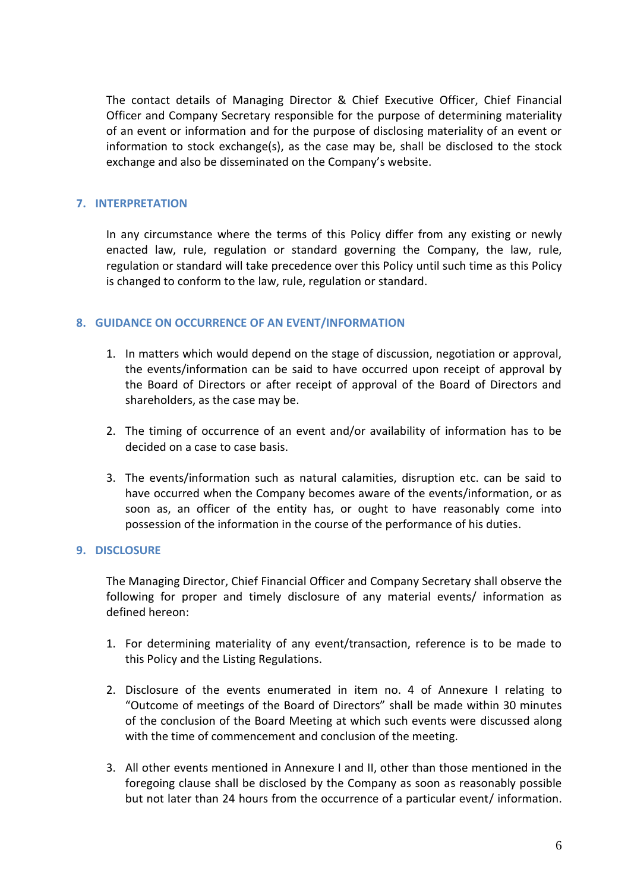The contact details of Managing Director & Chief Executive Officer, Chief Financial Officer and Company Secretary responsible for the purpose of determining materiality of an event or information and for the purpose of disclosing materiality of an event or information to stock exchange(s), as the case may be, shall be disclosed to the stock exchange and also be disseminated on the Company's website.

## 7. INTERPRETATION

In any circumstance where the terms of this Policy differ from any existing or newly enacted law, rule, regulation or standard governing the Company, the law, rule, regulation or standard will take precedence over this Policy until such time as this Policy is changed to conform to the law, rule, regulation or standard.

## 8. GUIDANCE ON OCCURRENCE OF AN EVENT/INFORMATION

1. In matters which would depend on the stage of discussion, negotiation or approval, the events/information can be said to have occurred upon receipt of approval by the Board of Directors or after receipt of approval of the Board of Directors and shareholders, as the case may be.

2. The timing of occurrence of an event and/or availability of information has to be decided on a case to case basis.

3. The events/information such as natural calamities, disruption etc. can be said to have occurred when the Company becomes aware of the events/information, or as soon as, an officer of the entity has, or ought to have reasonably come into possession of the information in the course of the performance of his duties.

## 9. DISCLOSURE

The Managing Director, Chief Financial Officer and Company Secretary shall observe the following for proper and timely disclosure of any material events/ information as defined hereon:

1. For determining materiality of any event/transaction, reference is to be made to this Policy and the Listing Regulations.

2. Disclosure of the events enumerated in item no. 4 of Annexure I relating to "Outcome of meetings of the Board of Directors" shall be made within 30 minutes of the conclusion of the Board Meeting at which such events were discussed along with the time of commencement and conclusion of the meeting.

3. All other events mentioned in Annexure I and II, other than those mentioned in the foregoing clause shall be disclosed by the Company as soon as reasonably possible but not later than 24 hours from the occurrence of a particular event/ information.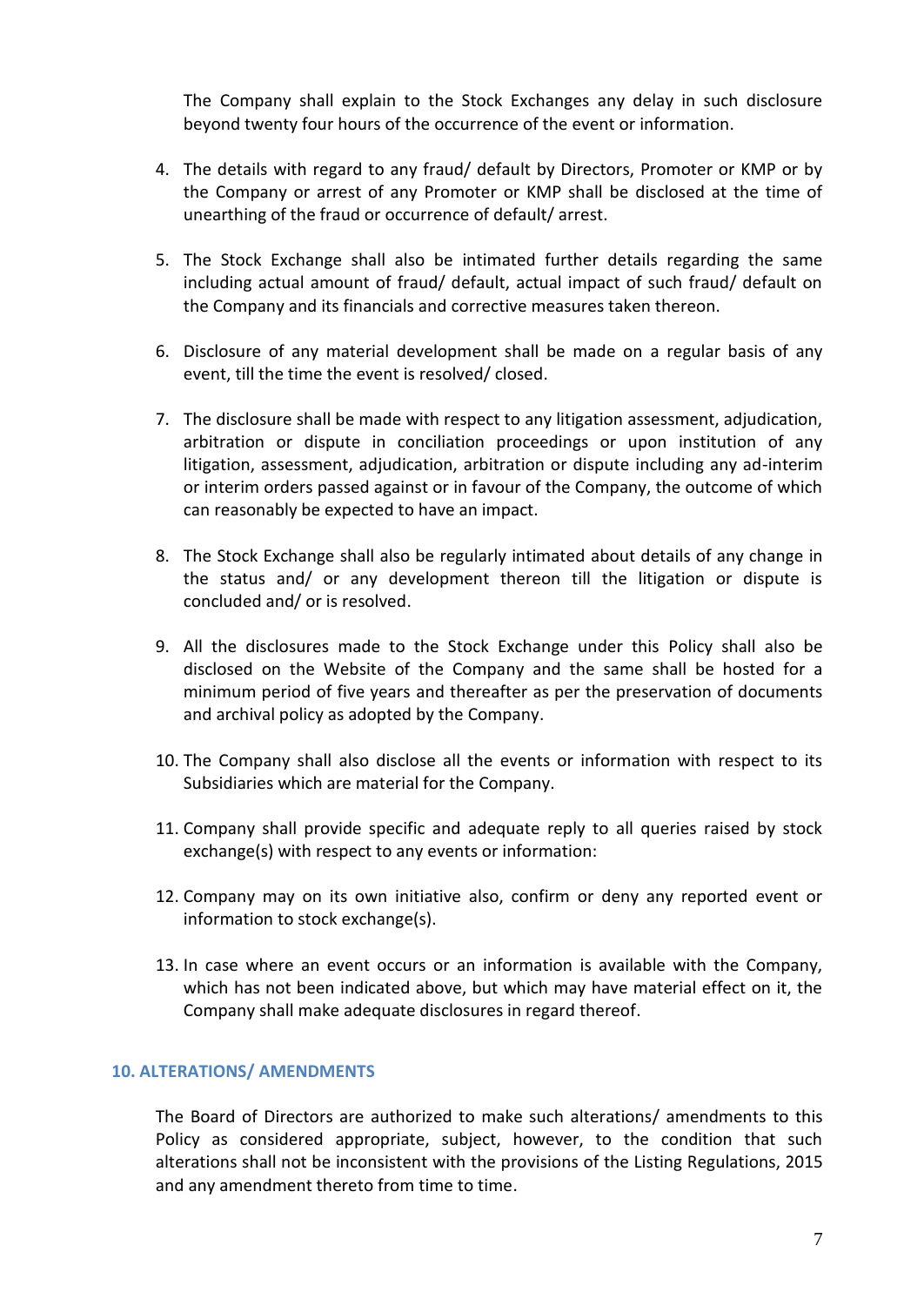The Company shall explain to the Stock Exchanges any delay in such disclosure beyond twenty four hours of the occurrence of the event or information.

4. The details with regard to any fraud/ default by Directors, Promoter or KMP or by the Company or arrest of any Promoter or KMP shall be disclosed at the time of unearthing of the fraud or occurrence of default/ arrest.

5. The Stock Exchange shall also be intimated further details regarding the same including actual amount of fraud/ default, actual impact of such fraud/ default on the Company and its financials and corrective measures taken thereon.

6. Disclosure of any material development shall be made on a regular basis of any event, till the time the event is resolved/ closed.

7. The disclosure shall be made with respect to any litigation assessment, adjudication, arbitration or dispute in conciliation proceedings or upon institution of any litigation, assessment, adjudication, arbitration or dispute including any ad-interim or interim orders passed against or in favour of the Company, the outcome of which can reasonably be expected to have an impact.

8. The Stock Exchange shall also be regularly intimated about details of any change in the status and/ or any development thereon till the litigation or dispute is concluded and/ or is resolved.

9. All the disclosures made to the Stock Exchange under this Policy shall also be disclosed on the Website of the Company and the same shall be hosted for a minimum period of five years and thereafter as per the preservation of documents and archival policy as adopted by the Company.

10. The Company shall also disclose all the events or information with respect to its Subsidiaries which are material for the Company.

11. Company shall provide specific and adequate reply to all queries raised by stock exchange(s) with respect to any events or information:

12. Company may on its own initiative also, confirm or deny any reported event or information to stock exchange(s).

13. In case where an event occurs or an information is available with the Company, which has not been indicated above, but which may have material effect on it, the Company shall make adequate disclosures in regard thereof.

## 10. ALTERATIONS/ AMENDMENTS

The Board of Directors are authorized to make such alterations/ amendments to this Policy as considered appropriate, subject, however, to the condition that such alterations shall not be inconsistent with the provisions of the Listing Regulations, 2015 and any amendment thereto from time to time.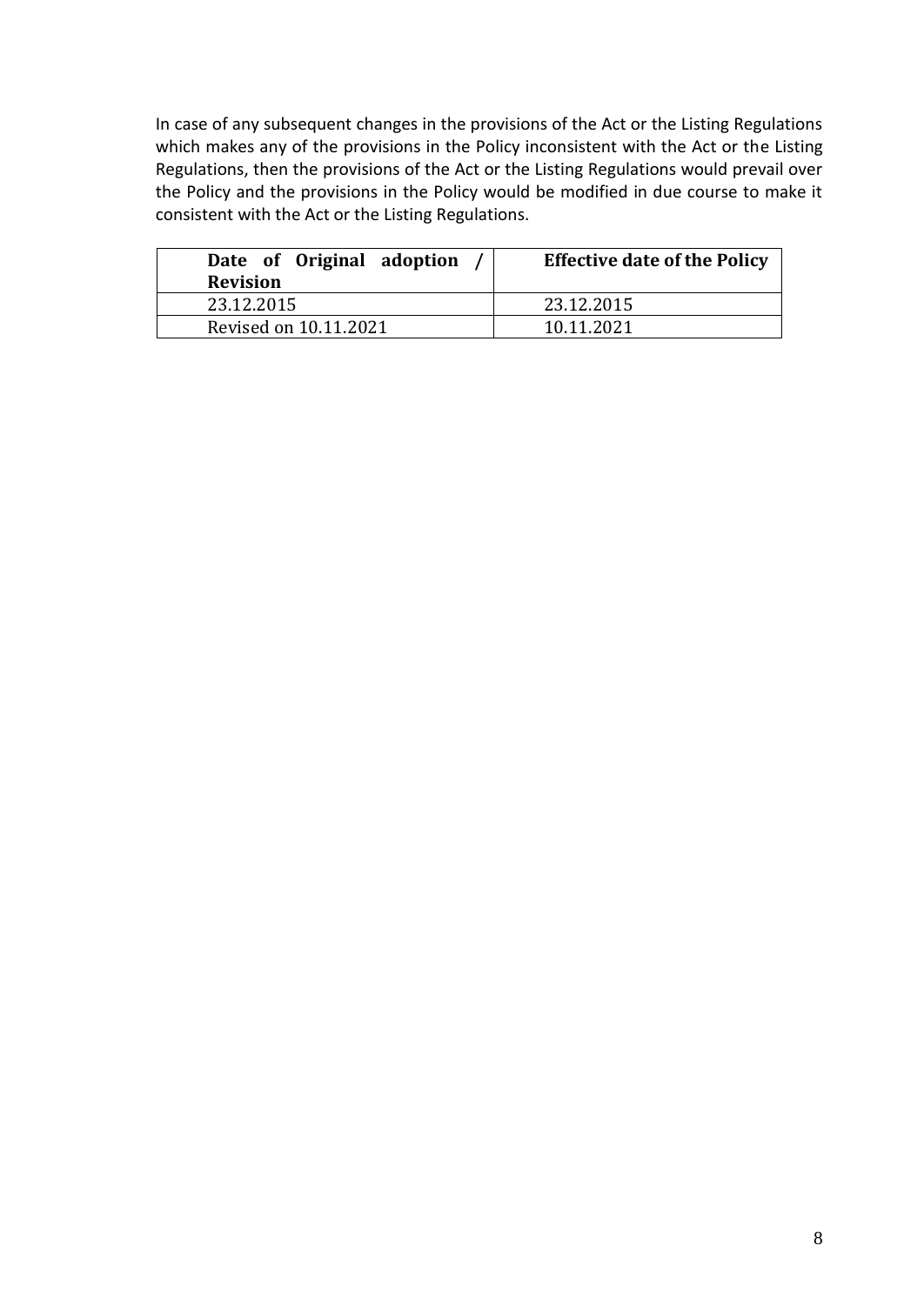In case of any subsequent changes in the provisions of the Act or the Listing Regulations which makes any of the provisions in the Policy inconsistent with the Act or the Listing Regulations, then the provisions of the Act or the Listing Regulations would prevail over the Policy and the provisions in the Policy would be modified in due course to make it consistent with the Act or the Listing Regulations.

| **Date of Original adoption / Revision** | **Effective date of the Policy** |
|---|---|
| 23.12.2015 | 23.12.2015 |
| Revised on 10.11.2021 | 10.11.2021 |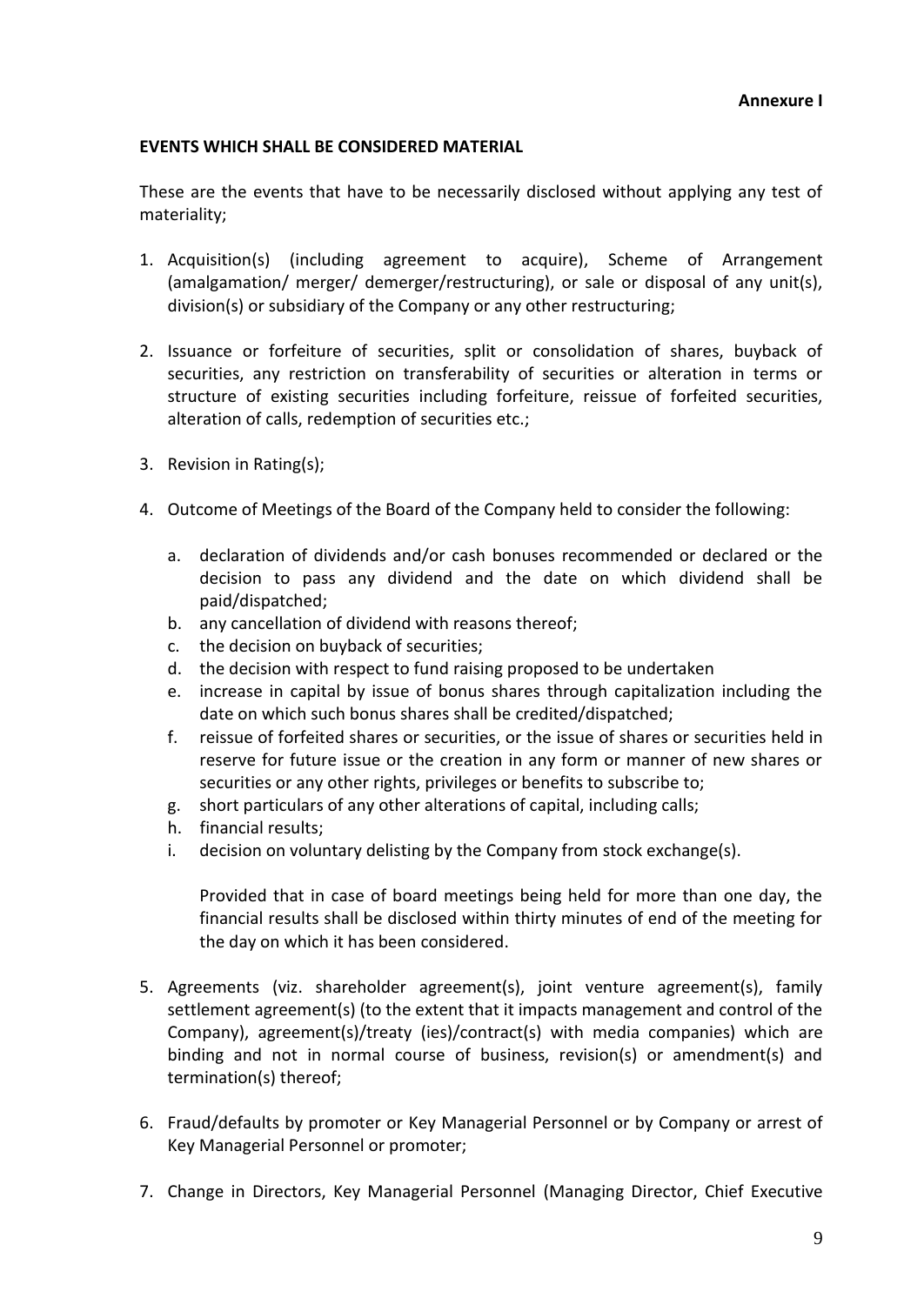**Annexure I**

**EVENTS WHICH SHALL BE CONSIDERED MATERIAL**

These are the events that have to be necessarily disclosed without applying any test of materiality;

1. Acquisition(s) (including agreement to acquire), Scheme of Arrangement (amalgamation/ merger/ demerger/restructuring), or sale or disposal of any unit(s), division(s) or subsidiary of the Company or any other restructuring;

2. Issuance or forfeiture of securities, split or consolidation of shares, buyback of securities, any restriction on transferability of securities or alteration in terms or structure of existing securities including forfeiture, reissue of forfeited securities, alteration of calls, redemption of securities etc.;

3. Revision in Rating(s);

4. Outcome of Meetings of the Board of the Company held to consider the following:

   a. declaration of dividends and/or cash bonuses recommended or declared or the decision to pass any dividend and the date on which dividend shall be paid/dispatched;
   b. any cancellation of dividend with reasons thereof;
   c. the decision on buyback of securities;
   d. the decision with respect to fund raising proposed to be undertaken
   e. increase in capital by issue of bonus shares through capitalization including the date on which such bonus shares shall be credited/dispatched;
   f. reissue of forfeited shares or securities, or the issue of shares or securities held in reserve for future issue or the creation in any form or manner of new shares or securities or any other rights, privileges or benefits to subscribe to;
   g. short particulars of any other alterations of capital, including calls;
   h. financial results;
   i. decision on voluntary delisting by the Company from stock exchange(s).

   Provided that in case of board meetings being held for more than one day, the financial results shall be disclosed within thirty minutes of end of the meeting for the day on which it has been considered.

5. Agreements (viz. shareholder agreement(s), joint venture agreement(s), family settlement agreement(s) (to the extent that it impacts management and control of the Company), agreement(s)/treaty (ies)/contract(s) with media companies) which are binding and not in normal course of business, revision(s) or amendment(s) and termination(s) thereof;

6. Fraud/defaults by promoter or Key Managerial Personnel or by Company or arrest of Key Managerial Personnel or promoter;

7. Change in Directors, Key Managerial Personnel (Managing Director, Chief Executive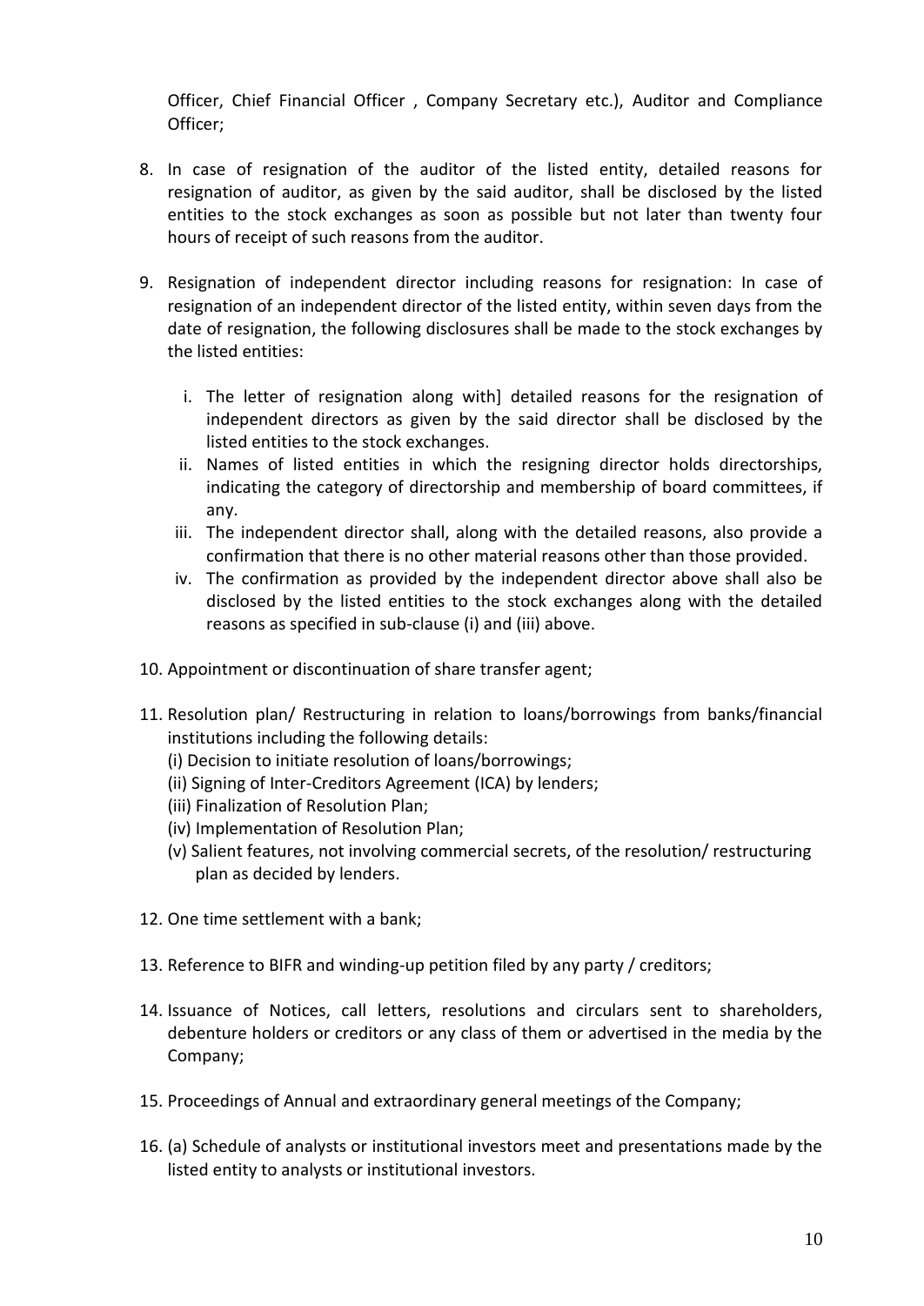Officer, Chief Financial Officer , Company Secretary etc.), Auditor and Compliance Officer;

8. In case of resignation of the auditor of the listed entity, detailed reasons for resignation of auditor, as given by the said auditor, shall be disclosed by the listed entities to the stock exchanges as soon as possible but not later than twenty four hours of receipt of such reasons from the auditor.

9. Resignation of independent director including reasons for resignation: In case of resignation of an independent director of the listed entity, within seven days from the date of resignation, the following disclosures shall be made to the stock exchanges by the listed entities:

   i. The letter of resignation along with] detailed reasons for the resignation of independent directors as given by the said director shall be disclosed by the listed entities to the stock exchanges.
   ii. Names of listed entities in which the resigning director holds directorships, indicating the category of directorship and membership of board committees, if any.
   iii. The independent director shall, along with the detailed reasons, also provide a confirmation that there is no other material reasons other than those provided.
   iv. The confirmation as provided by the independent director above shall also be disclosed by the listed entities to the stock exchanges along with the detailed reasons as specified in sub-clause (i) and (iii) above.

10. Appointment or discontinuation of share transfer agent;

11. Resolution plan/ Restructuring in relation to loans/borrowings from banks/financial institutions including the following details:
    (i) Decision to initiate resolution of loans/borrowings;
    (ii) Signing of Inter-Creditors Agreement (ICA) by lenders;
    (iii) Finalization of Resolution Plan;
    (iv) Implementation of Resolution Plan;
    (v) Salient features, not involving commercial secrets, of the resolution/ restructuring plan as decided by lenders.

12. One time settlement with a bank;

13. Reference to BIFR and winding-up petition filed by any party / creditors;

14. Issuance of Notices, call letters, resolutions and circulars sent to shareholders, debenture holders or creditors or any class of them or advertised in the media by the Company;

15. Proceedings of Annual and extraordinary general meetings of the Company;

16. (a) Schedule of analysts or institutional investors meet and presentations made by the listed entity to analysts or institutional investors.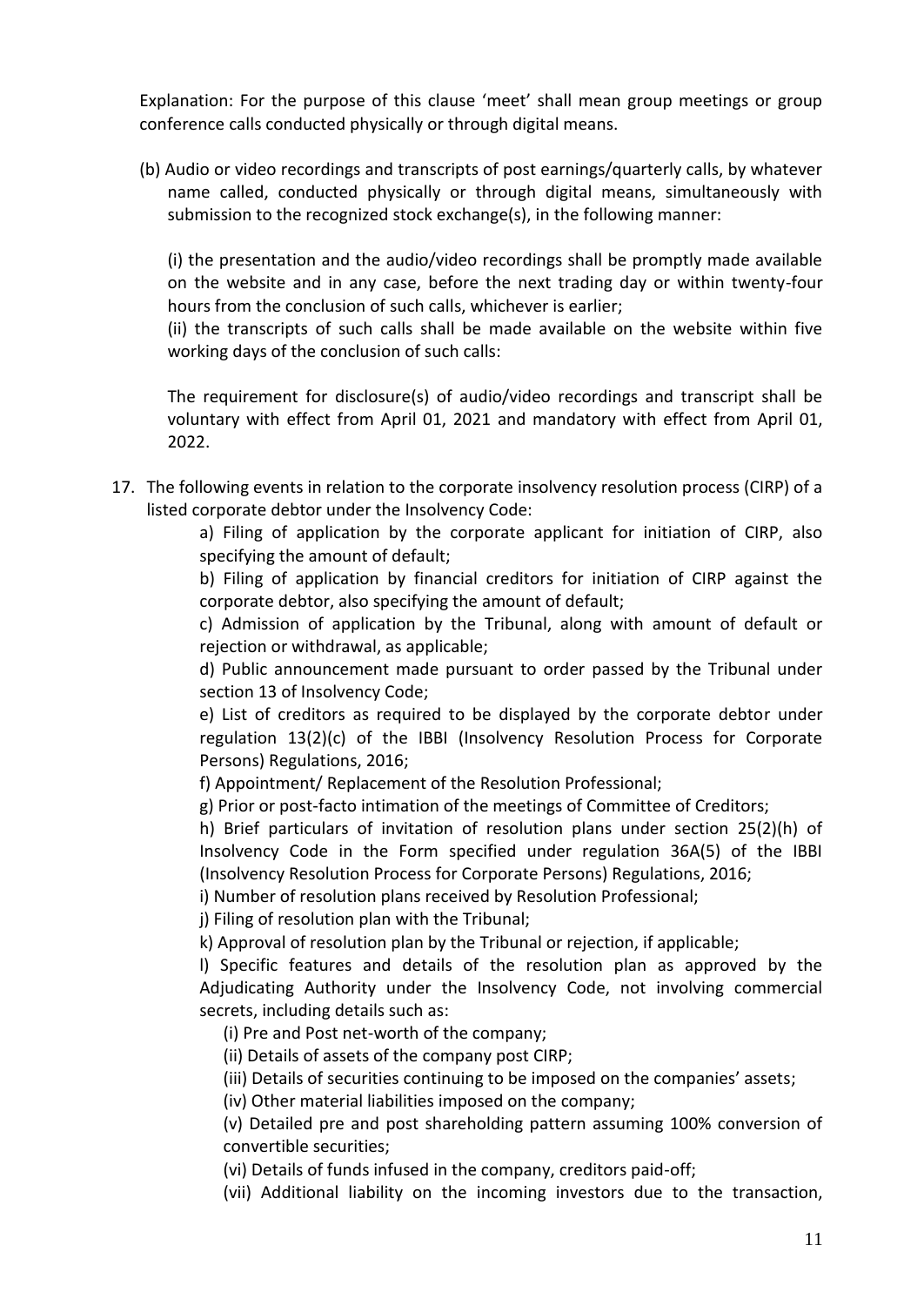Explanation: For the purpose of this clause 'meet' shall mean group meetings or group conference calls conducted physically or through digital means.

(b) Audio or video recordings and transcripts of post earnings/quarterly calls, by whatever name called, conducted physically or through digital means, simultaneously with submission to the recognized stock exchange(s), in the following manner:

(i) the presentation and the audio/video recordings shall be promptly made available on the website and in any case, before the next trading day or within twenty-four hours from the conclusion of such calls, whichever is earlier;

(ii) the transcripts of such calls shall be made available on the website within five working days of the conclusion of such calls:

The requirement for disclosure(s) of audio/video recordings and transcript shall be voluntary with effect from April 01, 2021 and mandatory with effect from April 01, 2022.

17. The following events in relation to the corporate insolvency resolution process (CIRP) of a listed corporate debtor under the Insolvency Code:

a) Filing of application by the corporate applicant for initiation of CIRP, also specifying the amount of default;

b) Filing of application by financial creditors for initiation of CIRP against the corporate debtor, also specifying the amount of default;

c) Admission of application by the Tribunal, along with amount of default or rejection or withdrawal, as applicable;

d) Public announcement made pursuant to order passed by the Tribunal under section 13 of Insolvency Code;

e) List of creditors as required to be displayed by the corporate debtor under regulation 13(2)(c) of the IBBI (Insolvency Resolution Process for Corporate Persons) Regulations, 2016;

f) Appointment/ Replacement of the Resolution Professional;

g) Prior or post-facto intimation of the meetings of Committee of Creditors;

h) Brief particulars of invitation of resolution plans under section 25(2)(h) of Insolvency Code in the Form specified under regulation 36A(5) of the IBBI (Insolvency Resolution Process for Corporate Persons) Regulations, 2016;

i) Number of resolution plans received by Resolution Professional;

j) Filing of resolution plan with the Tribunal;

k) Approval of resolution plan by the Tribunal or rejection, if applicable;

l) Specific features and details of the resolution plan as approved by the Adjudicating Authority under the Insolvency Code, not involving commercial secrets, including details such as:

(i) Pre and Post net-worth of the company;

(ii) Details of assets of the company post CIRP;

(iii) Details of securities continuing to be imposed on the companies' assets;

(iv) Other material liabilities imposed on the company;

(v) Detailed pre and post shareholding pattern assuming 100% conversion of convertible securities;

(vi) Details of funds infused in the company, creditors paid-off;

(vii) Additional liability on the incoming investors due to the transaction,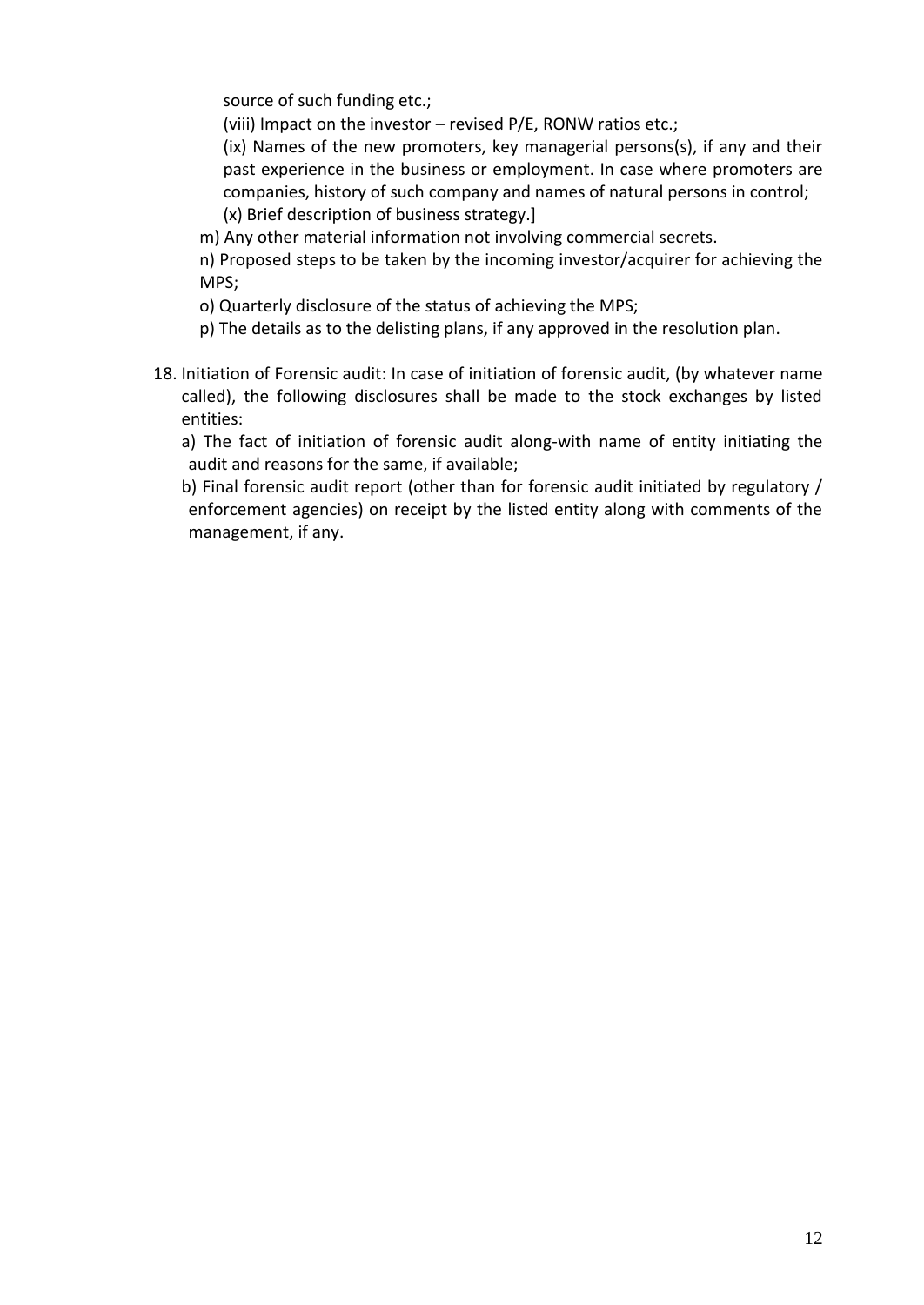source of such funding etc.;

(viii) Impact on the investor – revised P/E, RONW ratios etc.;

(ix) Names of the new promoters, key managerial persons(s), if any and their past experience in the business or employment. In case where promoters are companies, history of such company and names of natural persons in control;

(x) Brief description of business strategy.]

m) Any other material information not involving commercial secrets.

n) Proposed steps to be taken by the incoming investor/acquirer for achieving the MPS;

o) Quarterly disclosure of the status of achieving the MPS;

p) The details as to the delisting plans, if any approved in the resolution plan.

18. Initiation of Forensic audit: In case of initiation of forensic audit, (by whatever name called), the following disclosures shall be made to the stock exchanges by listed entities:

    a) The fact of initiation of forensic audit along-with name of entity initiating the audit and reasons for the same, if available;

    b) Final forensic audit report (other than for forensic audit initiated by regulatory / enforcement agencies) on receipt by the listed entity along with comments of the management, if any.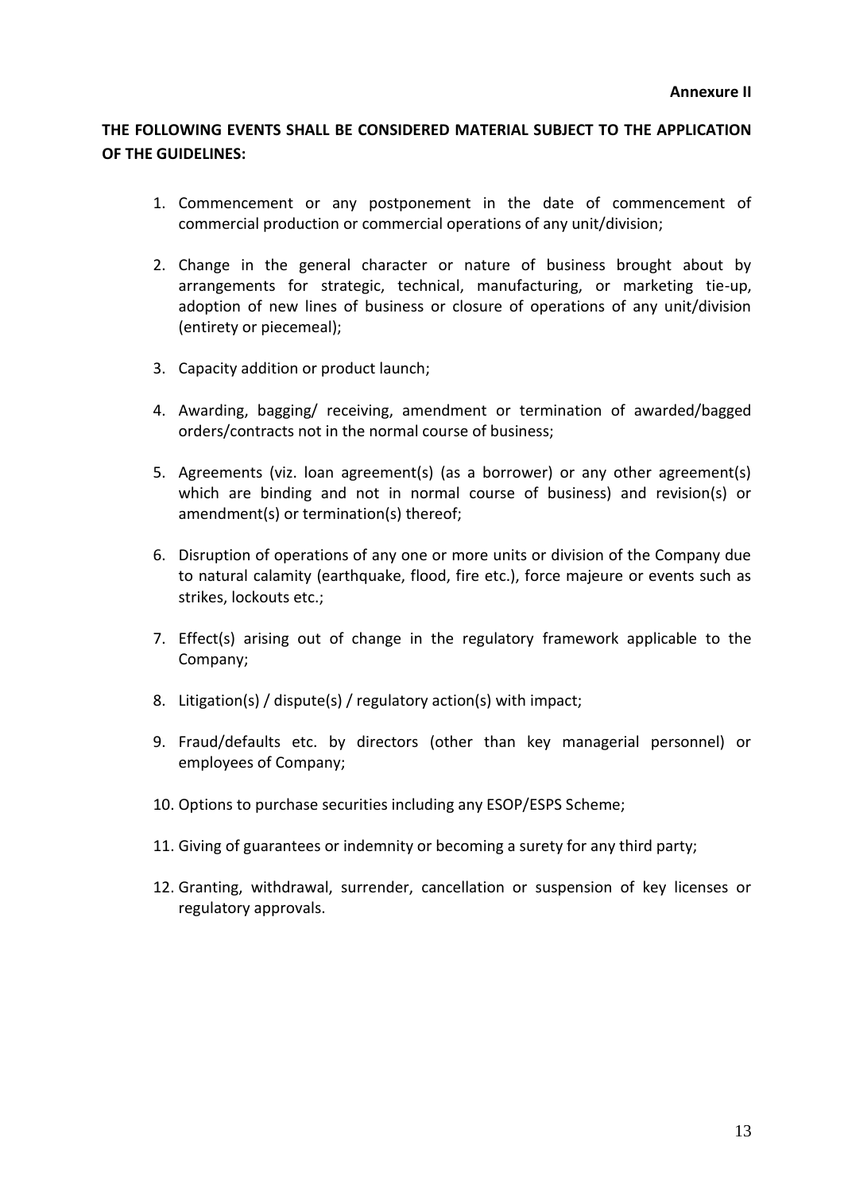**Annexure II**

**THE FOLLOWING EVENTS SHALL BE CONSIDERED MATERIAL SUBJECT TO THE APPLICATION OF THE GUIDELINES:**

1. Commencement or any postponement in the date of commencement of commercial production or commercial operations of any unit/division;

2. Change in the general character or nature of business brought about by arrangements for strategic, technical, manufacturing, or marketing tie-up, adoption of new lines of business or closure of operations of any unit/division (entirety or piecemeal);

3. Capacity addition or product launch;

4. Awarding, bagging/ receiving, amendment or termination of awarded/bagged orders/contracts not in the normal course of business;

5. Agreements (viz. loan agreement(s) (as a borrower) or any other agreement(s) which are binding and not in normal course of business) and revision(s) or amendment(s) or termination(s) thereof;

6. Disruption of operations of any one or more units or division of the Company due to natural calamity (earthquake, flood, fire etc.), force majeure or events such as strikes, lockouts etc.;

7. Effect(s) arising out of change in the regulatory framework applicable to the Company;

8. Litigation(s) / dispute(s) / regulatory action(s) with impact;

9. Fraud/defaults etc. by directors (other than key managerial personnel) or employees of Company;

10. Options to purchase securities including any ESOP/ESPS Scheme;

11. Giving of guarantees or indemnity or becoming a surety for any third party;

12. Granting, withdrawal, surrender, cancellation or suspension of key licenses or regulatory approvals.